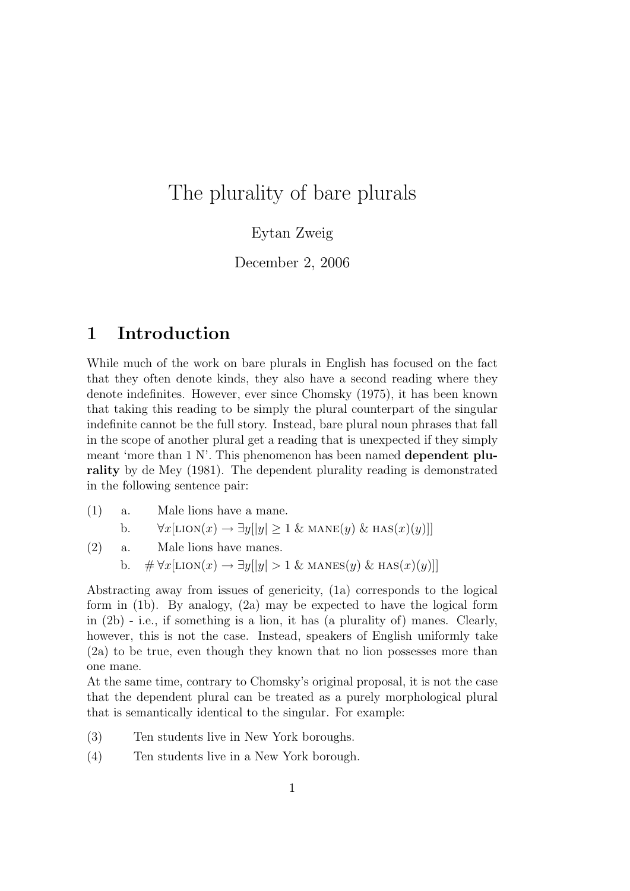# The plurality of bare plurals

Eytan Zweig

December 2, 2006

## 1 Introduction

While much of the work on bare plurals in English has focused on the fact that they often denote kinds, they also have a second reading where they denote indefinites. However, ever since Chomsky (1975), it has been known that taking this reading to be simply the plural counterpart of the singular indefinite cannot be the full story. Instead, bare plural noun phrases that fall in the scope of another plural get a reading that is unexpected if they simply meant 'more than 1 N'. This phenomenon has been named **dependent plurality** by de Mey (1981). The dependent plurality reading is demonstrated in the following sentence pair:

(1) a. Male lions have a mane.

b. $\forall x[\text{LION}(x) \rightarrow \exists y[|y| \geq 1 \ \& \ \text{MANE}(y) \ \& \ \text{HAS}(x)(y)]]$

(2) a. Male lions have manes.

b. # $\forall x[\text{LION}(x) \rightarrow \exists y[|y| > 1 \ \& \ \text{MANES}(y) \ \& \ \text{HAS}(x)(y)]]$

Abstracting away from issues of genericity, (1a) corresponds to the logical form in (1b). By analogy, (2a) may be expected to have the logical form in (2b) - i.e., if something is a lion, it has (a plurality of) manes. Clearly, however, this is not the case. Instead, speakers of English uniformly take (2a) to be true, even though they known that no lion possesses more than one mane.

At the same time, contrary to Chomsky's original proposal, it is not the case that the dependent plural can be treated as a purely morphological plural that is semantically identical to the singular. For example:

(3) Ten students live in New York boroughs.

(4) Ten students live in a New York borough.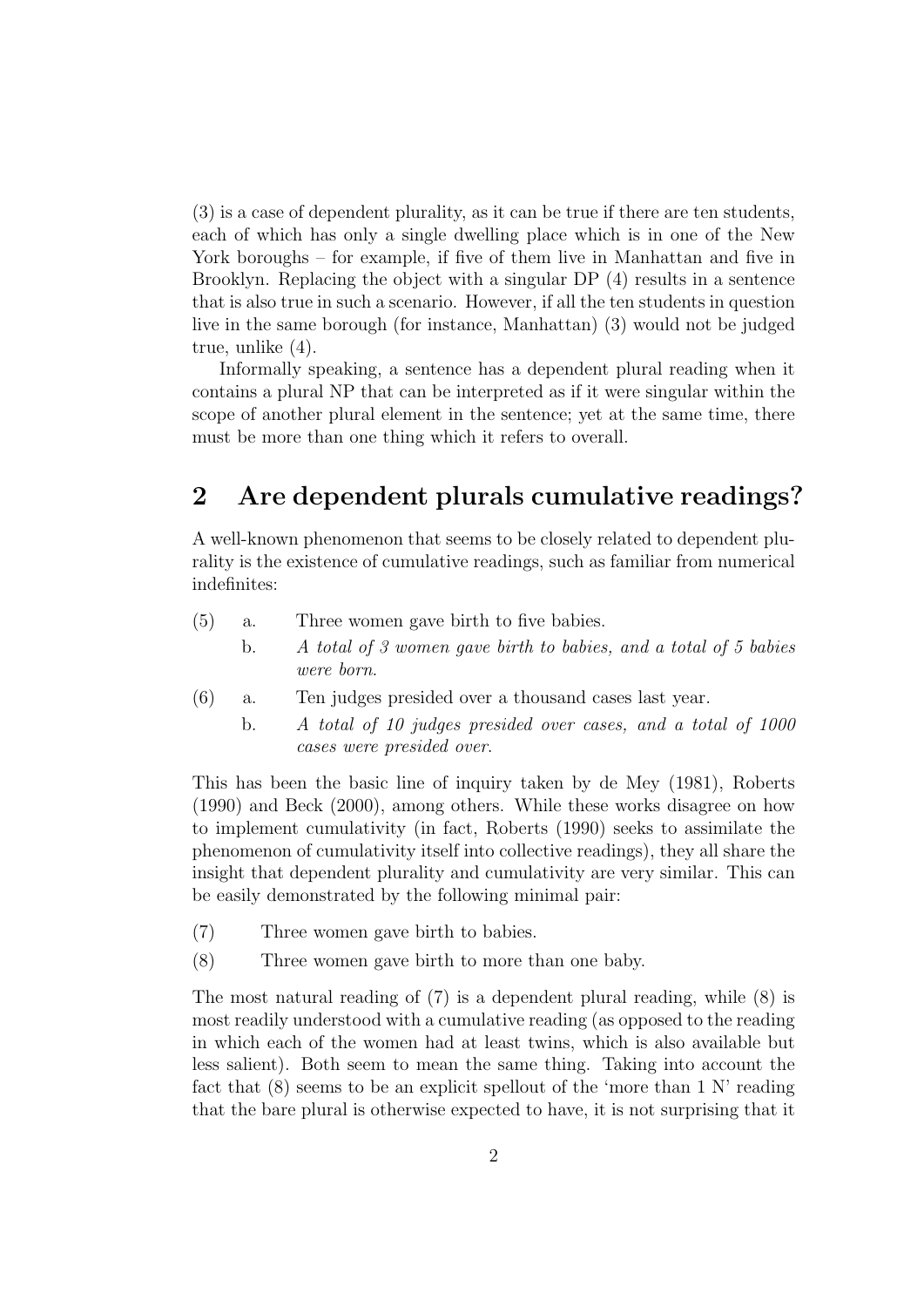(3) is a case of dependent plurality, as it can be true if there are ten students, each of which has only a single dwelling place which is in one of the New York boroughs – for example, if five of them live in Manhattan and five in Brooklyn. Replacing the object with a singular DP (4) results in a sentence that is also true in such a scenario. However, if all the ten students in question live in the same borough (for instance, Manhattan) (3) would not be judged true, unlike (4).

Informally speaking, a sentence has a dependent plural reading when it contains a plural NP that can be interpreted as if it were singular within the scope of another plural element in the sentence; yet at the same time, there must be more than one thing which it refers to overall.

## 2 Are dependent plurals cumulative readings?

A well-known phenomenon that seems to be closely related to dependent plurality is the existence of cumulative readings, such as familiar from numerical indefinites:

(5) a. Three women gave birth to five babies.

b. *A total of 3 women gave birth to babies, and a total of 5 babies were born.*

(6) a. Ten judges presided over a thousand cases last year.

b. *A total of 10 judges presided over cases, and a total of 1000 cases were presided over.*

This has been the basic line of inquiry taken by de Mey (1981), Roberts (1990) and Beck (2000), among others. While these works disagree on how to implement cumulativity (in fact, Roberts (1990) seeks to assimilate the phenomenon of cumulativity itself into collective readings), they all share the insight that dependent plurality and cumulativity are very similar. This can be easily demonstrated by the following minimal pair:

(7) Three women gave birth to babies.

(8) Three women gave birth to more than one baby.

The most natural reading of (7) is a dependent plural reading, while (8) is most readily understood with a cumulative reading (as opposed to the reading in which each of the women had at least twins, which is also available but less salient). Both seem to mean the same thing. Taking into account the fact that (8) seems to be an explicit spellout of the 'more than 1 N' reading that the bare plural is otherwise expected to have, it is not surprising that it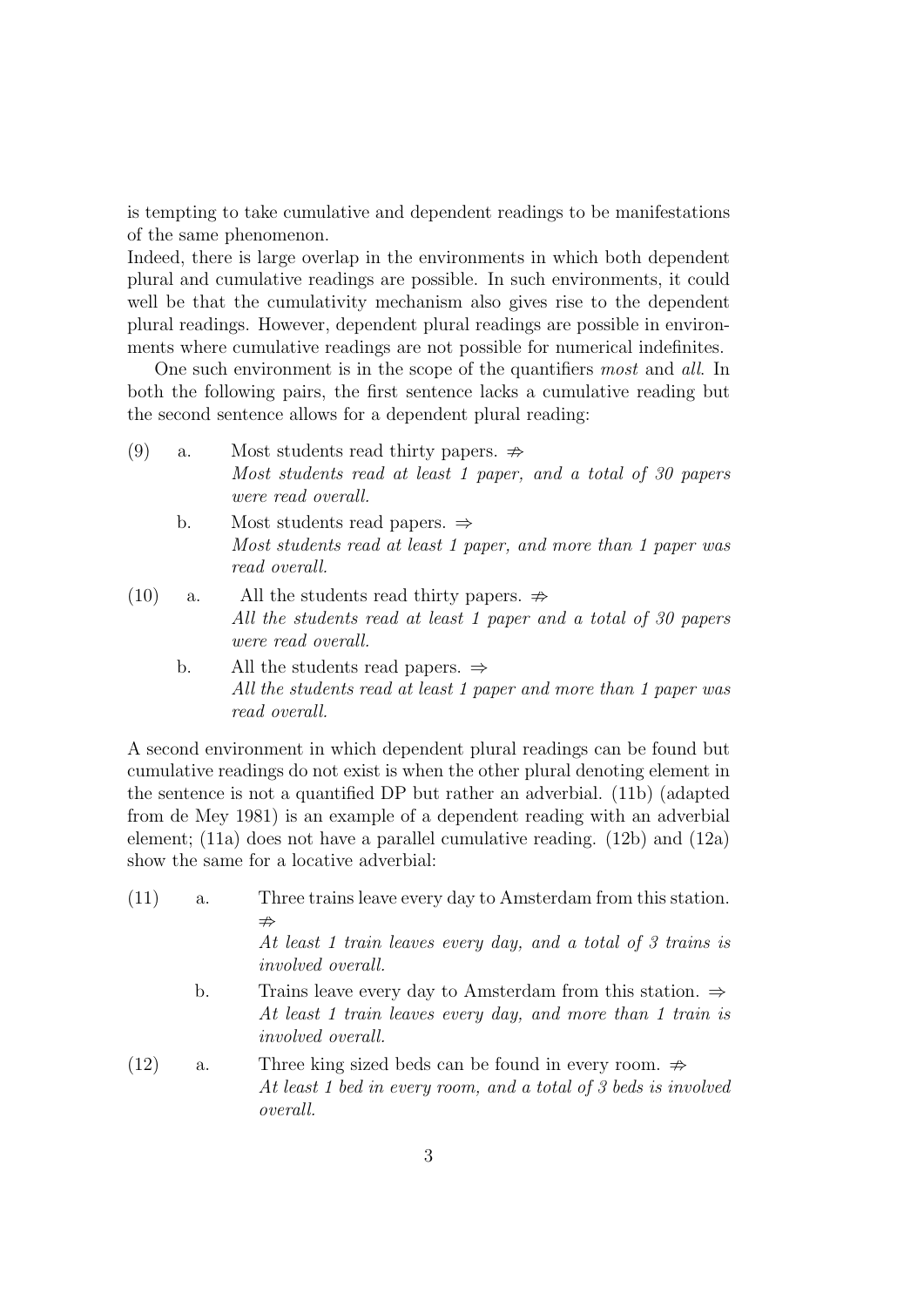is tempting to take cumulative and dependent readings to be manifestations of the same phenomenon.

Indeed, there is large overlap in the environments in which both dependent plural and cumulative readings are possible. In such environments, it could well be that the cumulativity mechanism also gives rise to the dependent plural readings. However, dependent plural readings are possible in environments where cumulative readings are not possible for numerical indefinites.

One such environment is in the scope of the quantifiers *most* and *all*. In both the following pairs, the first sentence lacks a cumulative reading but the second sentence allows for a dependent plural reading:

(9) a. Most students read thirty papers. $\nRightarrow$
*Most students read at least 1 paper, and a total of 30 papers were read overall.*

b. Most students read papers. $\Rightarrow$
*Most students read at least 1 paper, and more than 1 paper was read overall.*

(10) a. All the students read thirty papers. $\nRightarrow$
*All the students read at least 1 paper and a total of 30 papers were read overall.*

b. All the students read papers. $\Rightarrow$
*All the students read at least 1 paper and more than 1 paper was read overall.*

A second environment in which dependent plural readings can be found but cumulative readings do not exist is when the other plural denoting element in the sentence is not a quantified DP but rather an adverbial. (11b) (adapted from de Mey 1981) is an example of a dependent reading with an adverbial element; (11a) does not have a parallel cumulative reading. (12b) and (12a) show the same for a locative adverbial:

(11) a. Three trains leave every day to Amsterdam from this station. $\nRightarrow$
*At least 1 train leaves every day, and a total of 3 trains is involved overall.*

b. Trains leave every day to Amsterdam from this station. $\Rightarrow$
*At least 1 train leaves every day, and more than 1 train is involved overall.*

(12) a. Three king sized beds can be found in every room. $\nRightarrow$
*At least 1 bed in every room, and a total of 3 beds is involved overall.*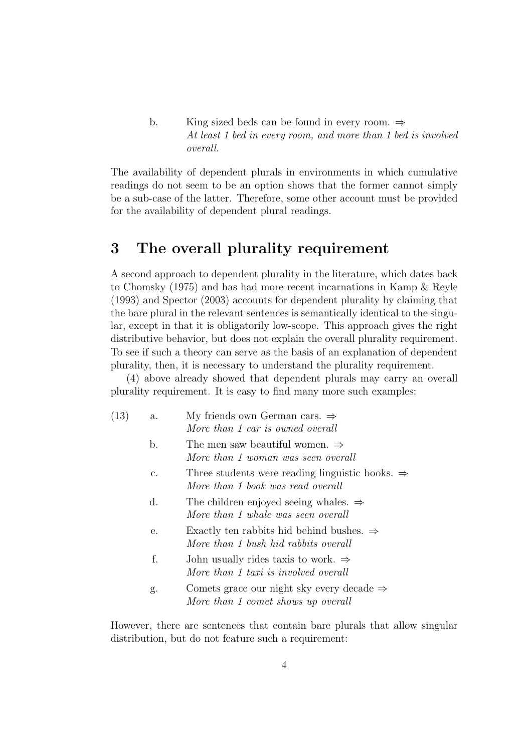b. King sized beds can be found in every room. ⇒
   *At least 1 bed in every room, and more than 1 bed is involved overall.*

The availability of dependent plurals in environments in which cumulative readings do not seem to be an option shows that the former cannot simply be a sub-case of the latter. Therefore, some other account must be provided for the availability of dependent plural readings.

## 3 The overall plurality requirement

A second approach to dependent plurality in the literature, which dates back to Chomsky (1975) and has had more recent incarnations in Kamp & Reyle (1993) and Spector (2003) accounts for dependent plurality by claiming that the bare plural in the relevant sentences is semantically identical to the singular, except in that it is obligatorily low-scope. This approach gives the right distributive behavior, but does not explain the overall plurality requirement. To see if such a theory can serve as the basis of an explanation of dependent plurality, then, it is necessary to understand the plurality requirement.

(4) above already showed that dependent plurals may carry an overall plurality requirement. It is easy to find many more such examples:

(13)
a. My friends own German cars. ⇒
   *More than 1 car is owned overall*

b. The men saw beautiful women. ⇒
   *More than 1 woman was seen overall*

c. Three students were reading linguistic books. ⇒
   *More than 1 book was read overall*

d. The children enjoyed seeing whales. ⇒
   *More than 1 whale was seen overall*

e. Exactly ten rabbits hid behind bushes. ⇒
   *More than 1 bush hid rabbits overall*

f. John usually rides taxis to work. ⇒
   *More than 1 taxi is involved overall*

g. Comets grace our night sky every decade ⇒
   *More than 1 comet shows up overall*

However, there are sentences that contain bare plurals that allow singular distribution, but do not feature such a requirement: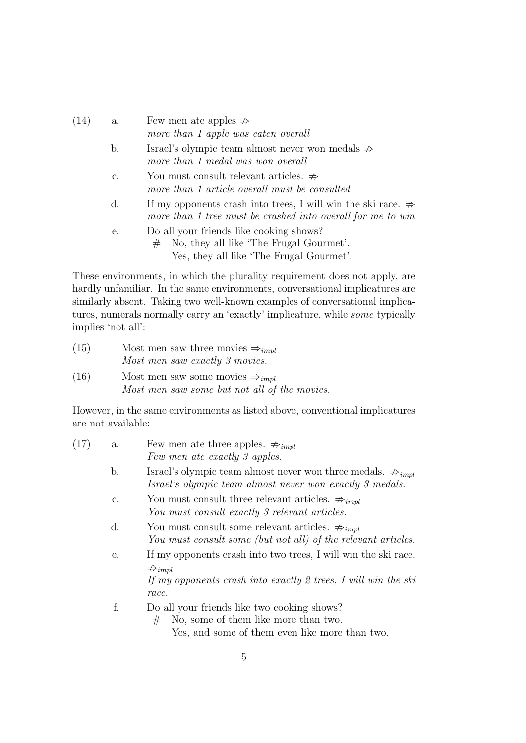(14) a. Few men ate apples $\not\Rightarrow$
*more than 1 apple was eaten overall*

b. Israel's olympic team almost never won medals $\not\Rightarrow$
*more than 1 medal was won overall*

c. You must consult relevant articles. $\not\Rightarrow$
*more than 1 article overall must be consulted*

d. If my opponents crash into trees, I will win the ski race. $\not\Rightarrow$
*more than 1 tree must be crashed into overall for me to win*

e. Do all your friends like cooking shows?
 # No, they all like 'The Frugal Gourmet'.
 Yes, they all like 'The Frugal Gourmet'.

These environments, in which the plurality requirement does not apply, are hardly unfamiliar. In the same environments, conversational implicatures are similarly absent. Taking two well-known examples of conversational implicatures, numerals normally carry an 'exactly' implicature, while *some* typically implies 'not all':

(15) Most men saw three movies $\Rightarrow_{impl}$
*Most men saw exactly 3 movies.*

(16) Most men saw some movies $\Rightarrow_{impl}$
*Most men saw some but not all of the movies.*

However, in the same environments as listed above, conventional implicatures are not available:

(17) a. Few men ate three apples. $\not\Rightarrow_{impl}$
*Few men ate exactly 3 apples.*

b. Israel's olympic team almost never won three medals. $\not\Rightarrow_{impl}$
*Israel's olympic team almost never won exactly 3 medals.*

c. You must consult three relevant articles. $\not\Rightarrow_{impl}$
*You must consult exactly 3 relevant articles.*

d. You must consult some relevant articles. $\not\Rightarrow_{impl}$
*You must consult some (but not all) of the relevant articles.*

e. If my opponents crash into two trees, I will win the ski race. $\not\Rightarrow_{impl}$
*If my opponents crash into exactly 2 trees, I will win the ski race.*

f. Do all your friends like two cooking shows?
 # No, some of them like more than two.
 Yes, and some of them even like more than two.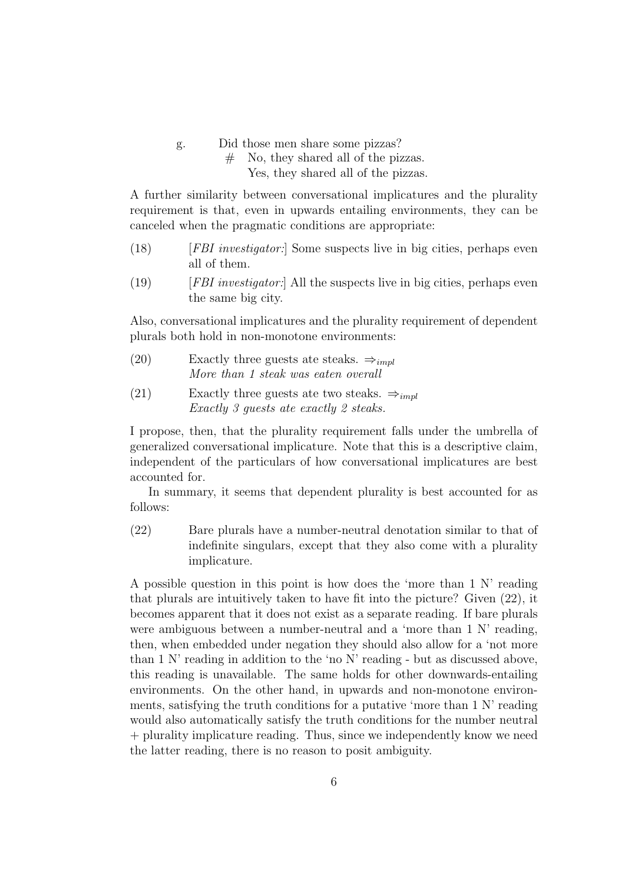g. Did those men share some pizzas?
   \# No, they shared all of the pizzas.
   Yes, they shared all of the pizzas.

A further similarity between conversational implicatures and the plurality requirement is that, even in upwards entailing environments, they can be canceled when the pragmatic conditions are appropriate:

(18) [*FBI investigator:*] Some suspects live in big cities, perhaps even all of them.

(19) [*FBI investigator:*] All the suspects live in big cities, perhaps even the same big city.

Also, conversational implicatures and the plurality requirement of dependent plurals both hold in non-monotone environments:

(20) Exactly three guests ate steaks. $\Rightarrow_{impl}$
*More than 1 steak was eaten overall*

(21) Exactly three guests ate two steaks. $\Rightarrow_{impl}$
*Exactly 3 guests ate exactly 2 steaks.*

I propose, then, that the plurality requirement falls under the umbrella of generalized conversational implicature. Note that this is a descriptive claim, independent of the particulars of how conversational implicatures are best accounted for.

In summary, it seems that dependent plurality is best accounted for as follows:

(22) Bare plurals have a number-neutral denotation similar to that of indefinite singulars, except that they also come with a plurality implicature.

A possible question in this point is how does the 'more than 1 N' reading that plurals are intuitively taken to have fit into the picture? Given (22), it becomes apparent that it does not exist as a separate reading. If bare plurals were ambiguous between a number-neutral and a 'more than 1 N' reading, then, when embedded under negation they should also allow for a 'not more than 1 N' reading in addition to the 'no N' reading - but as discussed above, this reading is unavailable. The same holds for other downwards-entailing environments. On the other hand, in upwards and non-monotone environments, satisfying the truth conditions for a putative 'more than 1 N' reading would also automatically satisfy the truth conditions for the number neutral + plurality implicature reading. Thus, since we independently know we need the latter reading, there is no reason to posit ambiguity.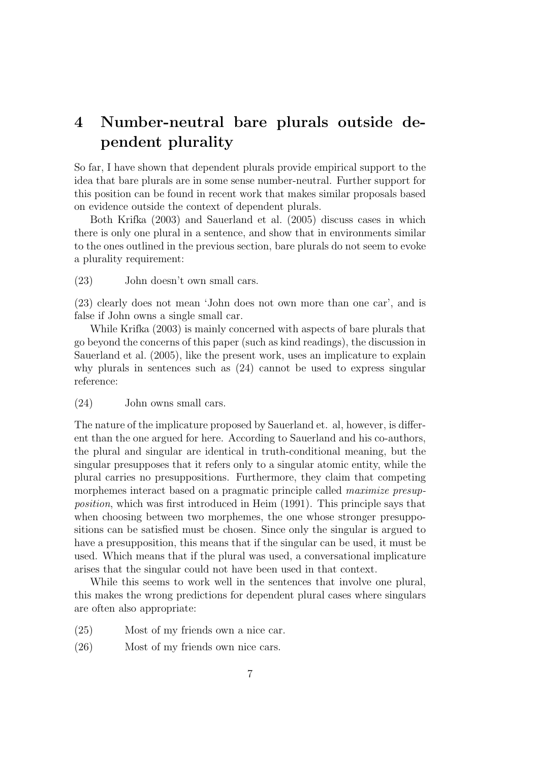# 4 Number-neutral bare plurals outside dependent plurality

So far, I have shown that dependent plurals provide empirical support to the idea that bare plurals are in some sense number-neutral. Further support for this position can be found in recent work that makes similar proposals based on evidence outside the context of dependent plurals.

Both Krifka (2003) and Sauerland et al. (2005) discuss cases in which there is only one plural in a sentence, and show that in environments similar to the ones outlined in the previous section, bare plurals do not seem to evoke a plurality requirement:

(23) John doesn't own small cars.

(23) clearly does not mean 'John does not own more than one car', and is false if John owns a single small car.

While Krifka (2003) is mainly concerned with aspects of bare plurals that go beyond the concerns of this paper (such as kind readings), the discussion in Sauerland et al. (2005), like the present work, uses an implicature to explain why plurals in sentences such as (24) cannot be used to express singular reference:

(24) John owns small cars.

The nature of the implicature proposed by Sauerland et. al, however, is different than the one argued for here. According to Sauerland and his co-authors, the plural and singular are identical in truth-conditional meaning, but the singular presupposes that it refers only to a singular atomic entity, while the plural carries no presuppositions. Furthermore, they claim that competing morphemes interact based on a pragmatic principle called *maximize presupposition*, which was first introduced in Heim (1991). This principle says that when choosing between two morphemes, the one whose stronger presuppositions can be satisfied must be chosen. Since only the singular is argued to have a presupposition, this means that if the singular can be used, it must be used. Which means that if the plural was used, a conversational implicature arises that the singular could not have been used in that context.

While this seems to work well in the sentences that involve one plural, this makes the wrong predictions for dependent plural cases where singulars are often also appropriate:

(25) Most of my friends own a nice car.

(26) Most of my friends own nice cars.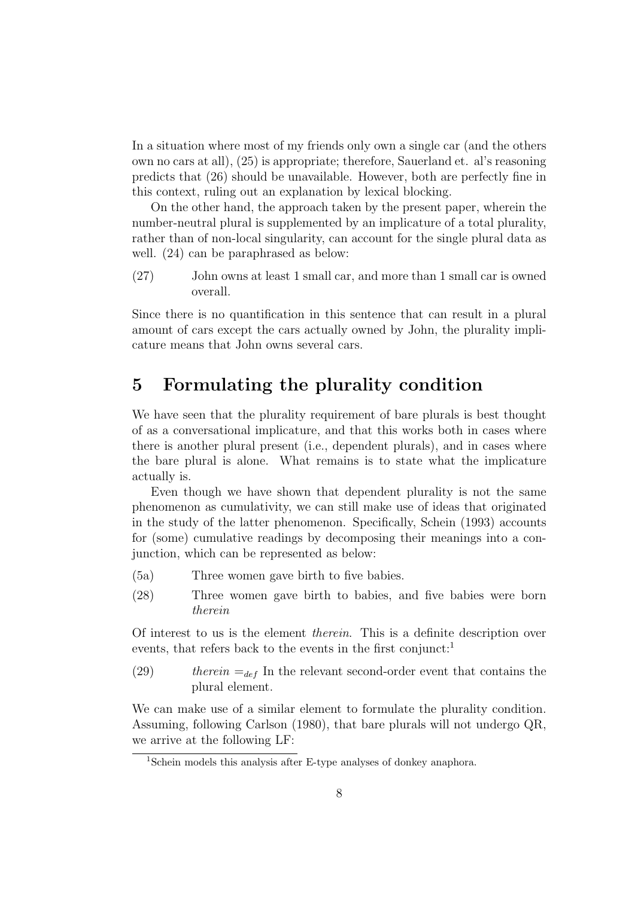In a situation where most of my friends only own a single car (and the others own no cars at all), (25) is appropriate; therefore, Sauerland et. al's reasoning predicts that (26) should be unavailable. However, both are perfectly fine in this context, ruling out an explanation by lexical blocking.

On the other hand, the approach taken by the present paper, wherein the number-neutral plural is supplemented by an implicature of a total plurality, rather than of non-local singularity, can account for the single plural data as well. (24) can be paraphrased as below:

(27) John owns at least 1 small car, and more than 1 small car is owned overall.

Since there is no quantification in this sentence that can result in a plural amount of cars except the cars actually owned by John, the plurality implicature means that John owns several cars.

## 5 Formulating the plurality condition

We have seen that the plurality requirement of bare plurals is best thought of as a conversational implicature, and that this works both in cases where there is another plural present (i.e., dependent plurals), and in cases where the bare plural is alone. What remains is to state what the implicature actually is.

Even though we have shown that dependent plurality is not the same phenomenon as cumulativity, we can still make use of ideas that originated in the study of the latter phenomenon. Specifically, Schein (1993) accounts for (some) cumulative readings by decomposing their meanings into a conjunction, which can be represented as below:

(5a) Three women gave birth to five babies.

(28) Three women gave birth to babies, and five babies were born *therein*

Of interest to us is the element *therein*. This is a definite description over events, that refers back to the events in the first conjunct:[1]

(29) *therein* $=_{def}$ In the relevant second-order event that contains the plural element.

We can make use of a similar element to formulate the plurality condition. Assuming, following Carlson (1980), that bare plurals will not undergo QR, we arrive at the following LF:

[1] Schein models this analysis after E-type analyses of donkey anaphora.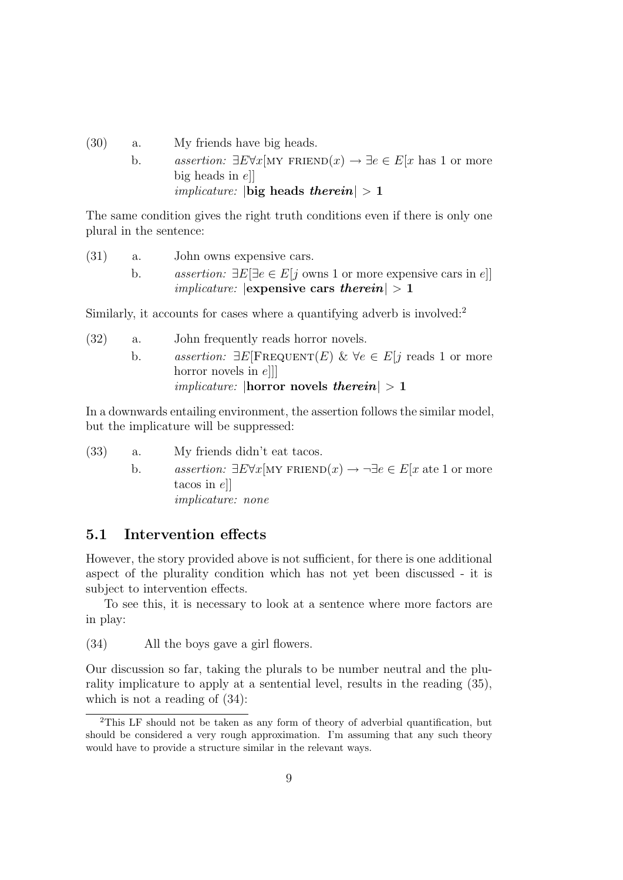(30) a. My friends have big heads.

b. *assertion:* $\exists E \forall x[\textsc{my friend}(x) \rightarrow \exists e \in E[x \text{ has 1 or more big heads in } e]]$
*implicature:* $|\textbf{big heads } \textbf{\textit{therein}}| > \mathbf{1}$

The same condition gives the right truth conditions even if there is only one plural in the sentence:

(31) a. John owns expensive cars.

b. *assertion:* $\exists E[\exists e \in E[j \text{ owns 1 or more expensive cars in } e]]$
*implicature:* $|\textbf{expensive cars } \textbf{\textit{therein}}| > \mathbf{1}$

Similarly, it accounts for cases where a quantifying adverb is involved:[2]

(32) a. John frequently reads horror novels.

b. *assertion:* $\exists E[\textsc{Frequent}(E)\ \&\ \forall e \in E[j \text{ reads 1 or more horror novels in } e]]]$
*implicature:* $|\textbf{horror novels } \textbf{\textit{therein}}| > \mathbf{1}$

In a downwards entailing environment, the assertion follows the similar model, but the implicature will be suppressed:

(33) a. My friends didn't eat tacos.

b. *assertion:* $\exists E \forall x[\textsc{my friend}(x) \rightarrow \neg\exists e \in E[x \text{ ate 1 or more tacos in } e]]$
*implicature: none*

## 5.1 Intervention effects

However, the story provided above is not sufficient, for there is one additional aspect of the plurality condition which has not yet been discussed - it is subject to intervention effects.

To see this, it is necessary to look at a sentence where more factors are in play:

(34) All the boys gave a girl flowers.

Our discussion so far, taking the plurals to be number neutral and the plurality implicature to apply at a sentential level, results in the reading (35), which is not a reading of (34):

[2] This LF should not be taken as any form of theory of adverbial quantification, but should be considered a very rough approximation. I'm assuming that any such theory would have to provide a structure similar in the relevant ways.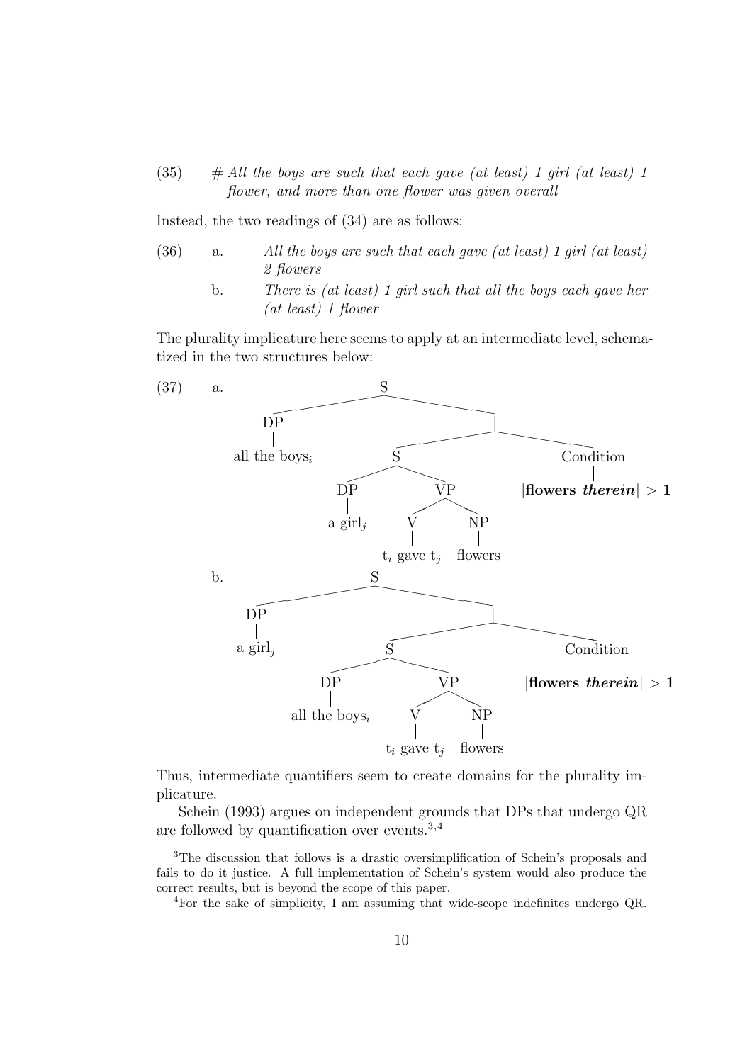(35) # *All the boys are such that each gave (at least) 1 girl (at least) 1 flower, and more than one flower was given overall*

Instead, the two readings of (34) are as follows:

(36) a. *All the boys are such that each gave (at least) 1 girl (at least) 2 flowers*

b. *There is (at least) 1 girl such that all the boys each gave her (at least) 1 flower*

The plurality implicature here seems to apply at an intermediate level, schematized in the two structures below:

(37) a.

```
S
├── DP
│   └── all the boys_i
└── [ ]
    ├── S
    │   ├── DP
    │   │   └── a girl_j
    │   └── VP
    │       ├── V
    │       │   └── t_i gave t_j
    │       └── NP
    │           └── flowers
    └── Condition
        └── |flowers therein| > 1
```

b.

```
S
├── DP
│   └── a girl_j
└── [ ]
    ├── S
    │   ├── DP
    │   │   └── all the boys_i
    │   └── VP
    │       ├── V
    │       │   └── t_i gave t_j
    │       └── NP
    │           └── flowers
    └── Condition
        └── |flowers therein| > 1
```

Thus, intermediate quantifiers seem to create domains for the plurality implicature.

Schein (1993) argues on independent grounds that DPs that undergo QR are followed by quantification over events.[3,4]

---

[3] The discussion that follows is a drastic oversimplification of Schein's proposals and fails to do it justice. A full implementation of Schein's system would also produce the correct results, but is beyond the scope of this paper.

[4] For the sake of simplicity, I am assuming that wide-scope indefinites undergo QR.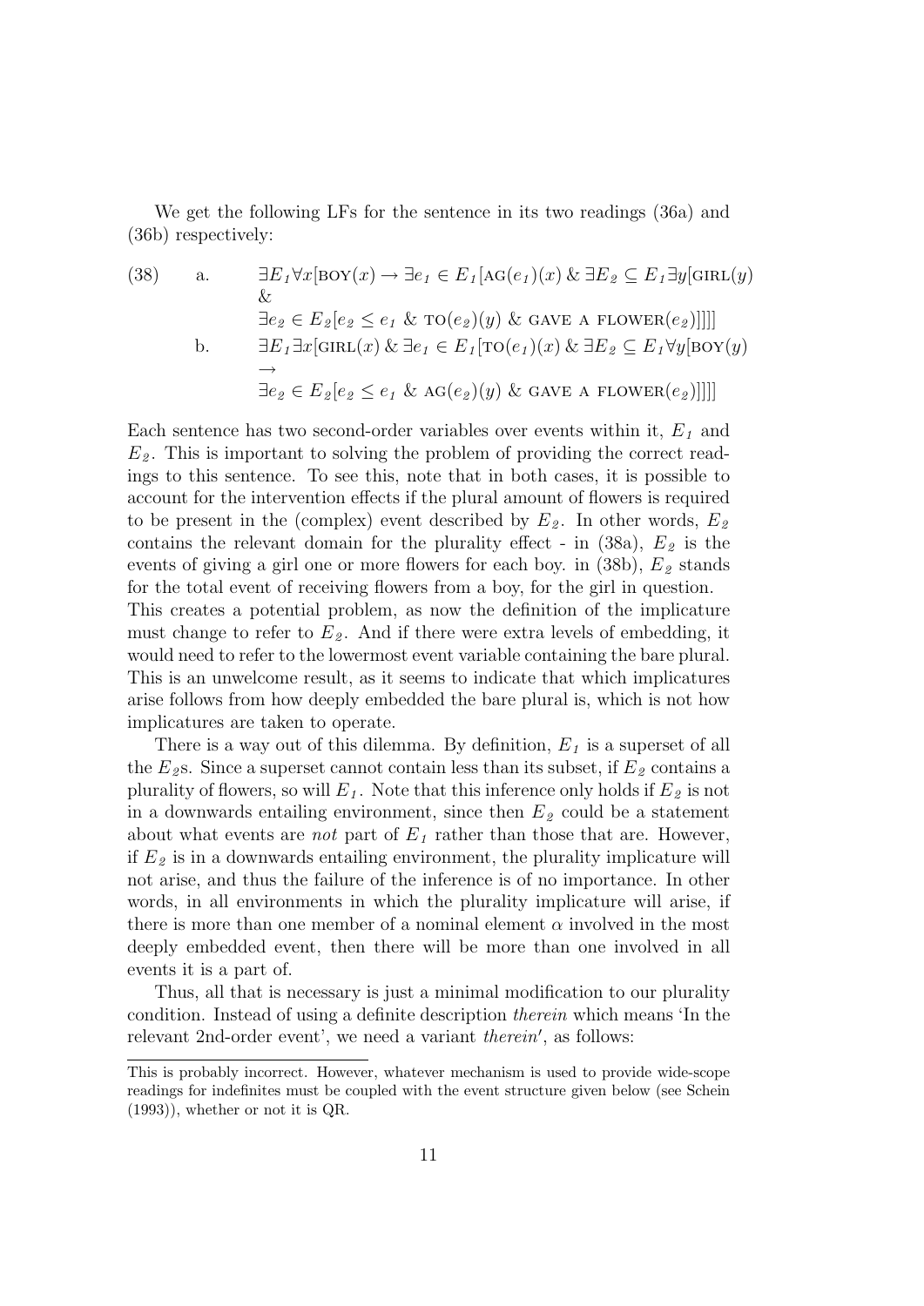We get the following LFs for the sentence in its two readings (36a) and (36b) respectively:

(38) a. $\exists E_1 \forall x[\textsc{boy}(x) \rightarrow \exists e_1 \in E_1[\textsc{ag}(e_1)(x) \mathbin{\&} \exists E_2 \subseteq E_1 \exists y[\textsc{girl}(y) \mathbin{\&}$
$\exists e_2 \in E_2[e_2 \leq e_1 \mathbin{\&} \textsc{to}(e_2)(y) \mathbin{\&} \textsc{gave a flower}(e_2)]]]]$

b. $\exists E_1 \exists x[\textsc{girl}(x) \mathbin{\&} \exists e_1 \in E_1[\textsc{to}(e_1)(x) \mathbin{\&} \exists E_2 \subseteq E_1 \forall y[\textsc{boy}(y) \rightarrow$
$\exists e_2 \in E_2[e_2 \leq e_1 \mathbin{\&} \textsc{ag}(e_2)(y) \mathbin{\&} \textsc{gave a flower}(e_2)]]]]$

Each sentence has two second-order variables over events within it, $E_1$ and $E_2$. This is important to solving the problem of providing the correct readings to this sentence. To see this, note that in both cases, it is possible to account for the intervention effects if the plural amount of flowers is required to be present in the (complex) event described by $E_2$. In other words, $E_2$ contains the relevant domain for the plurality effect - in (38a), $E_2$ is the events of giving a girl one or more flowers for each boy. in (38b), $E_2$ stands for the total event of receiving flowers from a boy, for the girl in question. This creates a potential problem, as now the definition of the implicature must change to refer to $E_2$. And if there were extra levels of embedding, it would need to refer to the lowermost event variable containing the bare plural. This is an unwelcome result, as it seems to indicate that which implicatures arise follows from how deeply embedded the bare plural is, which is not how implicatures are taken to operate.

There is a way out of this dilemma. By definition, $E_1$ is a superset of all the $E_2$s. Since a superset cannot contain less than its subset, if $E_2$ contains a plurality of flowers, so will $E_1$. Note that this inference only holds if $E_2$ is not in a downwards entailing environment, since then $E_2$ could be a statement about what events are *not* part of $E_1$ rather than those that are. However, if $E_2$ is in a downwards entailing environment, the plurality implicature will not arise, and thus the failure of the inference is of no importance. In other words, in all environments in which the plurality implicature will arise, if there is more than one member of a nominal element $\alpha$ involved in the most deeply embedded event, then there will be more than one involved in all events it is a part of.

Thus, all that is necessary is just a minimal modification to our plurality condition. Instead of using a definite description *therein* which means 'In the relevant 2nd-order event', we need a variant *therein'*, as follows:

---

This is probably incorrect. However, whatever mechanism is used to provide wide-scope readings for indefinites must be coupled with the event structure given below (see Schein (1993)), whether or not it is QR.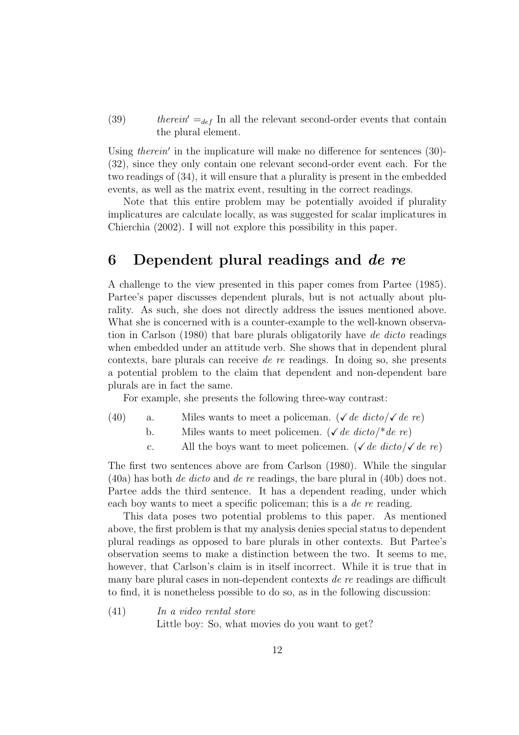(39) *therein*′ $=_{def}$ In all the relevant second-order events that contain the plural element.

Using *therein*′ in the implicature will make no difference for sentences (30)-(32), since they only contain one relevant second-order event each. For the two readings of (34), it will ensure that a plurality is present in the embedded events, as well as the matrix event, resulting in the correct readings.

Note that this entire problem may be potentially avoided if plurality implicatures are calculate locally, as was suggested for scalar implicatures in Chierchia (2002). I will not explore this possibility in this paper.

# 6 Dependent plural readings and *de re*

A challenge to the view presented in this paper comes from Partee (1985). Partee's paper discusses dependent plurals, but is not actually about plurality. As such, she does not directly address the issues mentioned above. What she is concerned with is a counter-example to the well-known observation in Carlson (1980) that bare plurals obligatorily have *de dicto* readings when embedded under an attitude verb. She shows that in dependent plural contexts, bare plurals can receive *de re* readings. In doing so, she presents a potential problem to the claim that dependent and non-dependent bare plurals are in fact the same.

For example, she presents the following three-way contrast:

(40) a. Miles wants to meet a policeman. (✓*de dicto*/✓*de re*)

b. Miles wants to meet policemen. (✓*de dicto*/\**de re*)

c. All the boys want to meet policemen. (✓*de dicto*/✓*de re*)

The first two sentences above are from Carlson (1980). While the singular (40a) has both *de dicto* and *de re* readings, the bare plural in (40b) does not. Partee adds the third sentence. It has a dependent reading, under which each boy wants to meet a specific policeman; this is a *de re* reading.

This data poses two potential problems to this paper. As mentioned above, the first problem is that my analysis denies special status to dependent plural readings as opposed to bare plurals in other contexts. But Partee's observation seems to make a distinction between the two. It seems to me, however, that Carlson's claim is in itself incorrect. While it is true that in many bare plural cases in non-dependent contexts *de re* readings are difficult to find, it is nonetheless possible to do so, as in the following discussion:

(41) *In a video rental store*

Little boy: So, what movies do you want to get?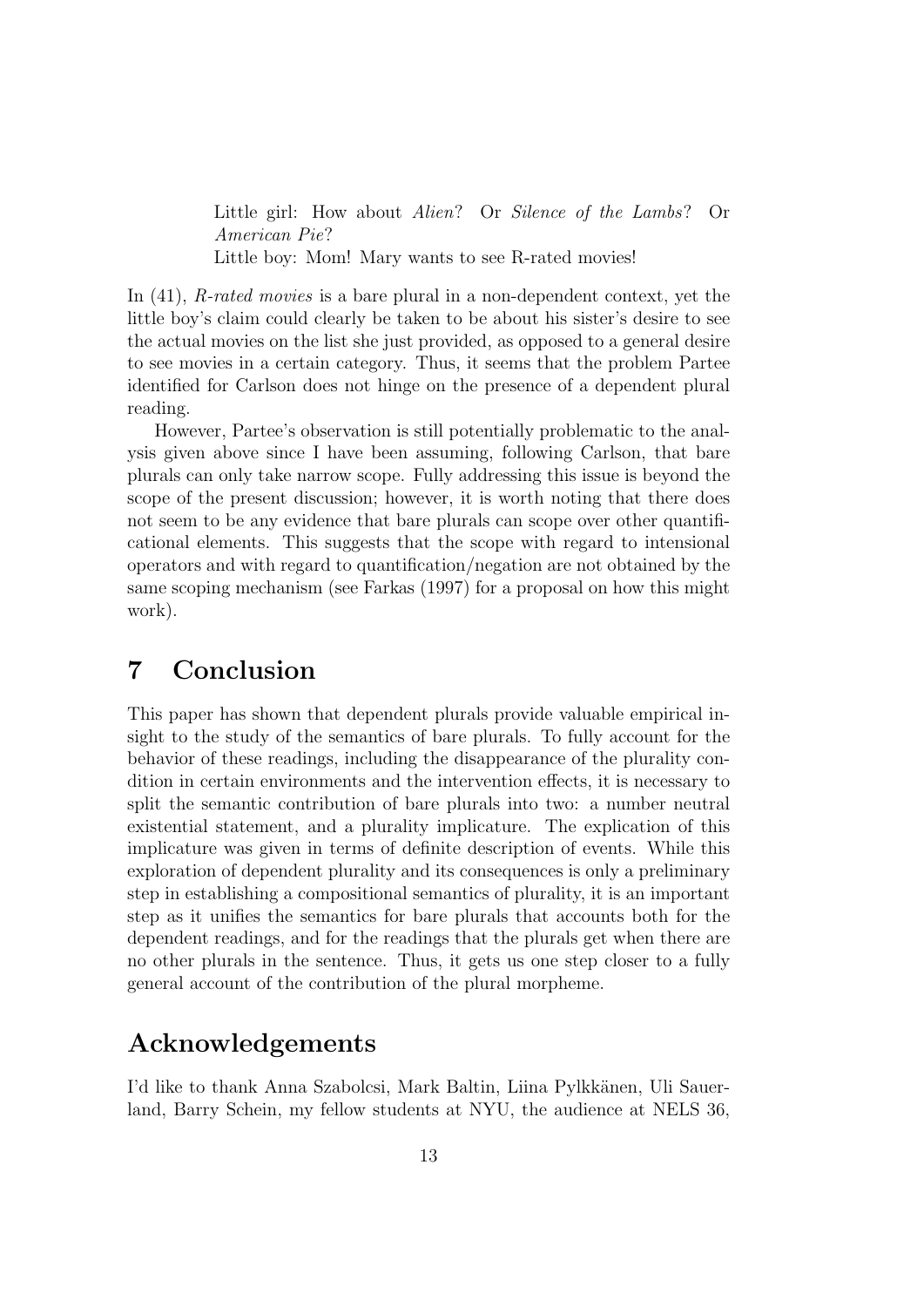Little girl: How about *Alien*? Or *Silence of the Lambs*? Or *American Pie*?
Little boy: Mom! Mary wants to see R-rated movies!

In (41), *R-rated movies* is a bare plural in a non-dependent context, yet the little boy's claim could clearly be taken to be about his sister's desire to see the actual movies on the list she just provided, as opposed to a general desire to see movies in a certain category. Thus, it seems that the problem Partee identified for Carlson does not hinge on the presence of a dependent plural reading.

However, Partee's observation is still potentially problematic to the analysis given above since I have been assuming, following Carlson, that bare plurals can only take narrow scope. Fully addressing this issue is beyond the scope of the present discussion; however, it is worth noting that there does not seem to be any evidence that bare plurals can scope over other quantificational elements. This suggests that the scope with regard to intensional operators and with regard to quantification/negation are not obtained by the same scoping mechanism (see Farkas (1997) for a proposal on how this might work).

# 7 Conclusion

This paper has shown that dependent plurals provide valuable empirical insight to the study of the semantics of bare plurals. To fully account for the behavior of these readings, including the disappearance of the plurality condition in certain environments and the intervention effects, it is necessary to split the semantic contribution of bare plurals into two: a number neutral existential statement, and a plurality implicature. The explication of this implicature was given in terms of definite description of events. While this exploration of dependent plurality and its consequences is only a preliminary step in establishing a compositional semantics of plurality, it is an important step as it unifies the semantics for bare plurals that accounts both for the dependent readings, and for the readings that the plurals get when there are no other plurals in the sentence. Thus, it gets us one step closer to a fully general account of the contribution of the plural morpheme.

# Acknowledgements

I'd like to thank Anna Szabolcsi, Mark Baltin, Liina Pylkkänen, Uli Sauerland, Barry Schein, my fellow students at NYU, the audience at NELS 36,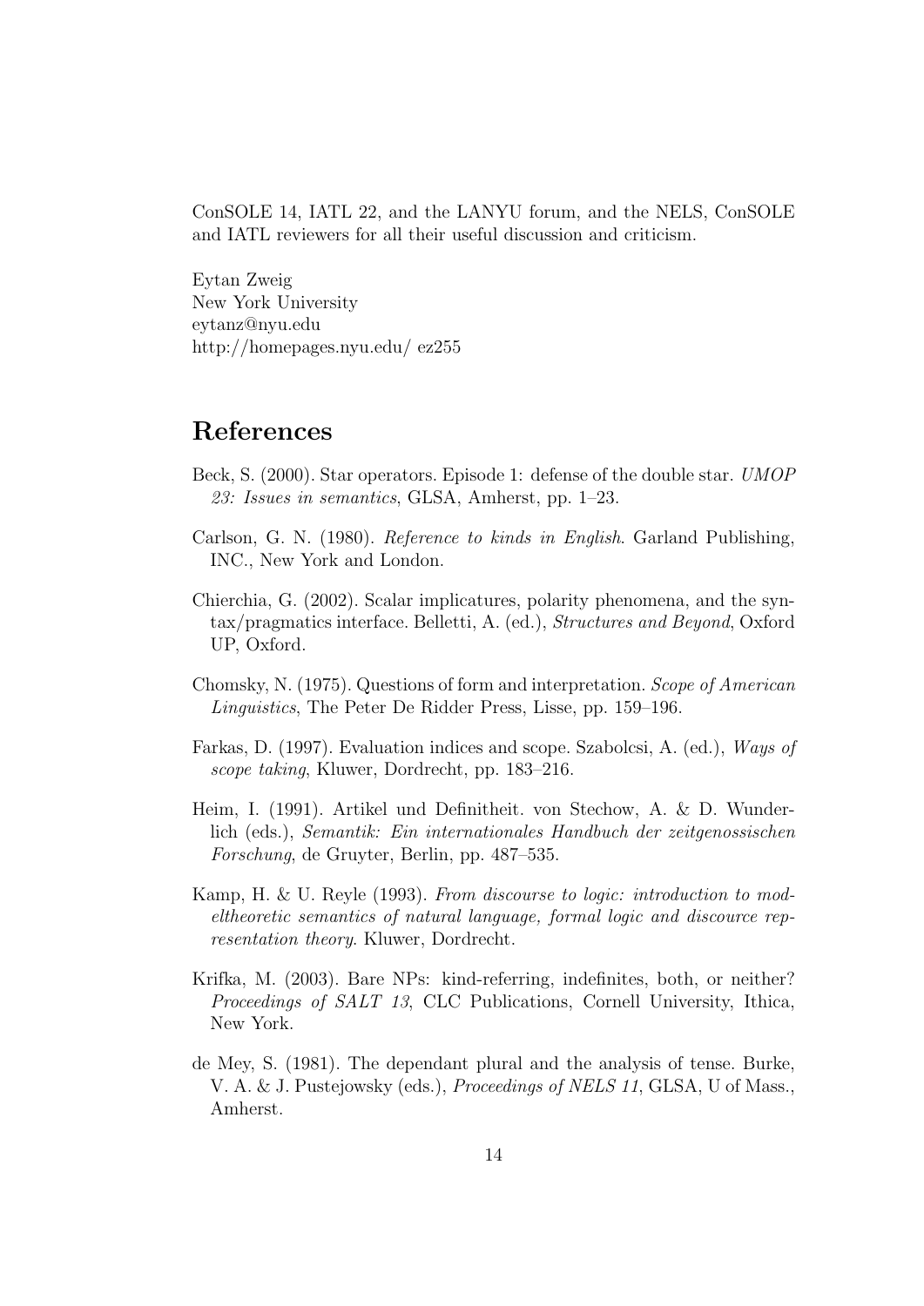ConSOLE 14, IATL 22, and the LANYU forum, and the NELS, ConSOLE and IATL reviewers for all their useful discussion and criticism.

Eytan Zweig
New York University
eytanz@nyu.edu
http://homepages.nyu.edu/ ez255

## References

Beck, S. (2000). Star operators. Episode 1: defense of the double star. *UMOP 23: Issues in semantics*, GLSA, Amherst, pp. 1–23.

Carlson, G. N. (1980). *Reference to kinds in English*. Garland Publishing, INC., New York and London.

Chierchia, G. (2002). Scalar implicatures, polarity phenomena, and the syntax/pragmatics interface. Belletti, A. (ed.), *Structures and Beyond*, Oxford UP, Oxford.

Chomsky, N. (1975). Questions of form and interpretation. *Scope of American Linguistics*, The Peter De Ridder Press, Lisse, pp. 159–196.

Farkas, D. (1997). Evaluation indices and scope. Szabolcsi, A. (ed.), *Ways of scope taking*, Kluwer, Dordrecht, pp. 183–216.

Heim, I. (1991). Artikel und Definitheit. von Stechow, A. & D. Wunderlich (eds.), *Semantik: Ein internationales Handbuch der zeitgenossischen Forschung*, de Gruyter, Berlin, pp. 487–535.

Kamp, H. & U. Reyle (1993). *From discourse to logic: introduction to modeltheoretic semantics of natural language, formal logic and discource representation theory*. Kluwer, Dordrecht.

Krifka, M. (2003). Bare NPs: kind-referring, indefinites, both, or neither? *Proceedings of SALT 13*, CLC Publications, Cornell University, Ithica, New York.

de Mey, S. (1981). The dependant plural and the analysis of tense. Burke, V. A. & J. Pustejowsky (eds.), *Proceedings of NELS 11*, GLSA, U of Mass., Amherst.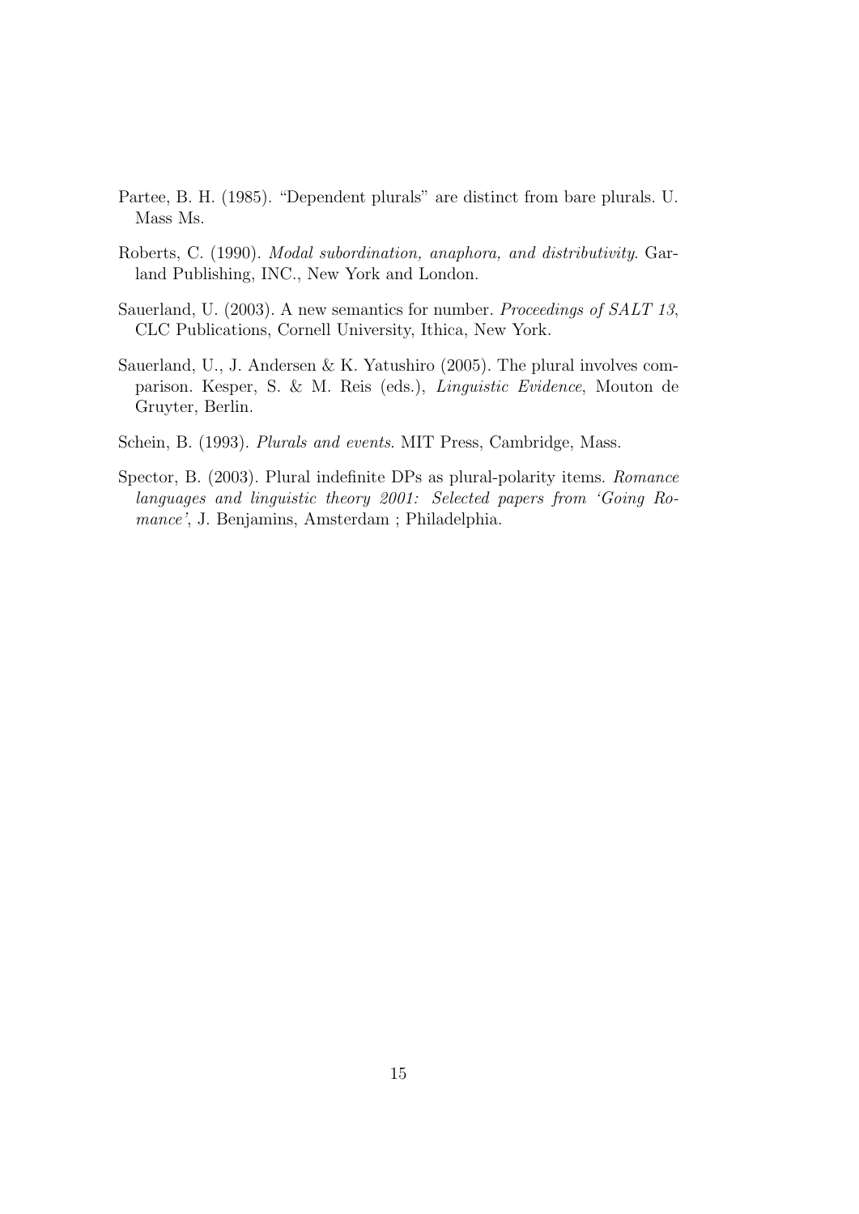Partee, B. H. (1985). “Dependent plurals” are distinct from bare plurals. U. Mass Ms.

Roberts, C. (1990). *Modal subordination, anaphora, and distributivity*. Garland Publishing, INC., New York and London.

Sauerland, U. (2003). A new semantics for number. *Proceedings of SALT 13*, CLC Publications, Cornell University, Ithica, New York.

Sauerland, U., J. Andersen & K. Yatushiro (2005). The plural involves comparison. Kesper, S. & M. Reis (eds.), *Linguistic Evidence*, Mouton de Gruyter, Berlin.

Schein, B. (1993). *Plurals and events*. MIT Press, Cambridge, Mass.

Spector, B. (2003). Plural indefinite DPs as plural-polarity items. *Romance languages and linguistic theory 2001: Selected papers from ‘Going Romance’*, J. Benjamins, Amsterdam ; Philadelphia.